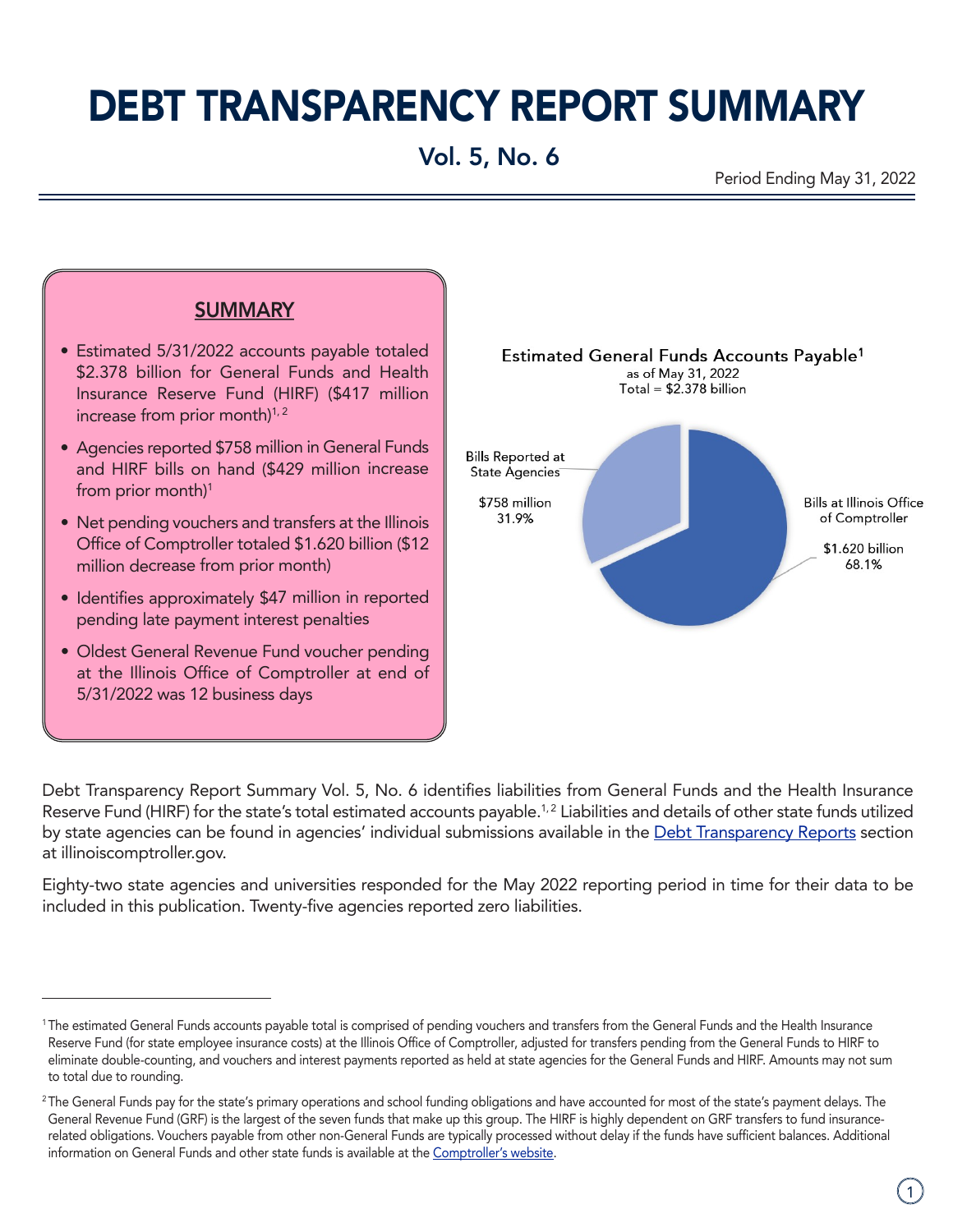# DEBT TRANSPARENCY REPORT SUMMARY

## Vol. 5, No. 6

Period Ending May 31, 2022

### SUMMARY

- Estimated 5/31/2022 accounts payable totaled $2.378 billion for General Funds and Health Insurance Reserve Fund (HIRF) ($417 million increase from prior month)[1, 2]
- Agencies reported $758 million in General Funds and HIRF bills on hand ($429 million increase from prior month)[1]
- Net pending vouchers and transfers at the Illinois Office of Comptroller totaled $1.620 billion ($12 million decrease from prior month)
- Identifies approximately $47 million in reported pending late payment interest penalties
- Oldest General Revenue Fund voucher pending at the Illinois Office of Comptroller at end of 5/31/2022 was 12 business days

**Estimated General Funds Accounts Payable[1]**
as of May 31, 2022
Total = $2.378 billion

| Category | Amount | Share |
|---|---|---|
| Bills Reported at State Agencies | $758 million | 31.9% |
| Bills at Illinois Office of Comptroller | $1.620 billion | 68.1% |

Debt Transparency Report Summary Vol. 5, No. 6 identifies liabilities from General Funds and the Health Insurance Reserve Fund (HIRF) for the state's total estimated accounts payable.[1, 2] Liabilities and details of other state funds utilized by state agencies can be found in agencies' individual submissions available in the Debt Transparency Reports section at illinoiscomptroller.gov.

Eighty-two state agencies and universities responded for the May 2022 reporting period in time for their data to be included in this publication. Twenty-five agencies reported zero liabilities.

---

[1] The estimated General Funds accounts payable total is comprised of pending vouchers and transfers from the General Funds and the Health Insurance Reserve Fund (for state employee insurance costs) at the Illinois Office of Comptroller, adjusted for transfers pending from the General Funds to HIRF to eliminate double-counting, and vouchers and interest payments reported as held at state agencies for the General Funds and HIRF. Amounts may not sum to total due to rounding.

[2] The General Funds pay for the state's primary operations and school funding obligations and have accounted for most of the state's payment delays. The General Revenue Fund (GRF) is the largest of the seven funds that make up this group. The HIRF is highly dependent on GRF transfers to fund insurance-related obligations. Vouchers payable from other non-General Funds are typically processed without delay if the funds have sufficient balances. Additional information on General Funds and other state funds is available at the Comptroller's website.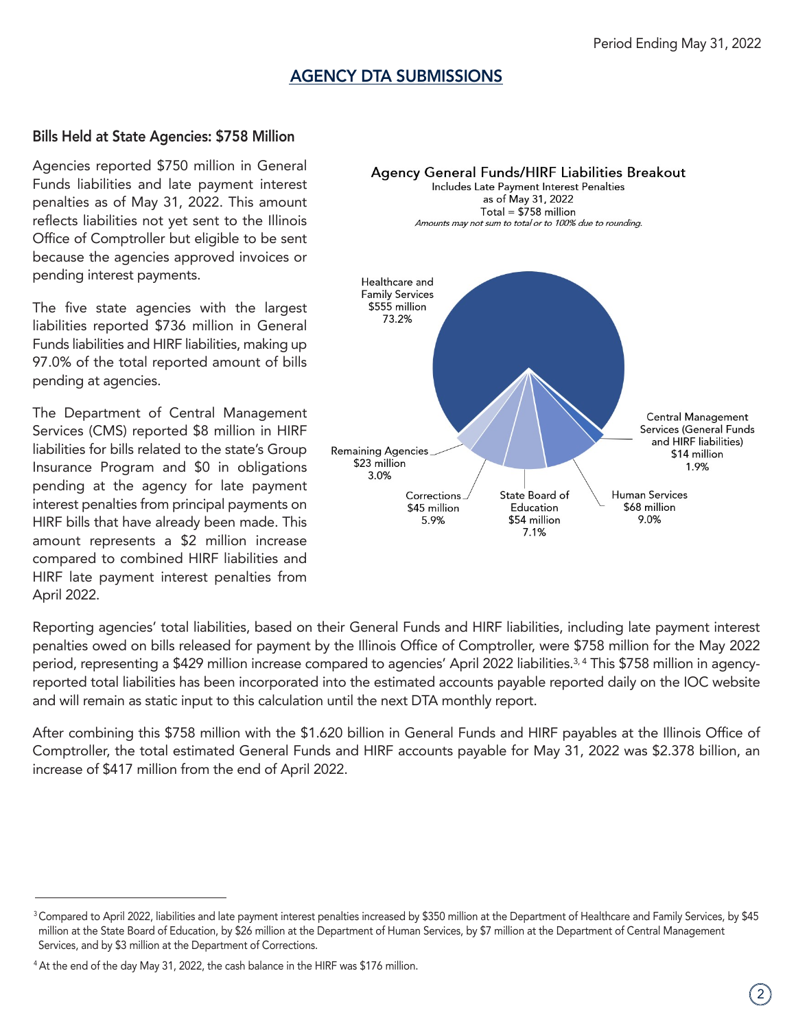## AGENCY DTA SUBMISSIONS

### Bills Held at State Agencies: $758 Million

Agencies reported $750 million in General Funds liabilities and late payment interest penalties as of May 31, 2022. This amount reflects liabilities not yet sent to the Illinois Office of Comptroller but eligible to be sent because the agencies approved invoices or pending interest payments.

The five state agencies with the largest liabilities reported $736 million in General Funds liabilities and HIRF liabilities, making up 97.0% of the total reported amount of bills pending at agencies.

The Department of Central Management Services (CMS) reported $8 million in HIRF liabilities for bills related to the state's Group Insurance Program and $0 in obligations pending at the agency for late payment interest penalties from principal payments on HIRF bills that have already been made. This amount represents a $2 million increase compared to combined HIRF liabilities and HIRF late payment interest penalties from April 2022.

**Agency General Funds/HIRF Liabilities Breakout**
Includes Late Payment Interest Penalties
as of May 31, 2022
Total = $758 million
*Amounts may not sum to total or to 100% due to rounding.*

| Agency | Amount | Percent |
|---|---|---|
| Healthcare and Family Services | $555 million | 73.2% |
| Central Management Services (General Funds and HIRF liabilities) | $14 million | 1.9% |
| Human Services | $68 million | 9.0% |
| State Board of Education | $54 million | 7.1% |
| Corrections | $45 million | 5.9% |
| Remaining Agencies | $23 million | 3.0% |

Reporting agencies' total liabilities, based on their General Funds and HIRF liabilities, including late payment interest penalties owed on bills released for payment by the Illinois Office of Comptroller, were $758 million for the May 2022 period, representing a $429 million increase compared to agencies' April 2022 liabilities.[3, 4] This $758 million in agency-reported total liabilities has been incorporated into the estimated accounts payable reported daily on the IOC website and will remain as static input to this calculation until the next DTA monthly report.

After combining this $758 million with the $1.620 billion in General Funds and HIRF payables at the Illinois Office of Comptroller, the total estimated General Funds and HIRF accounts payable for May 31, 2022 was $2.378 billion, an increase of $417 million from the end of April 2022.

---

[3] Compared to April 2022, liabilities and late payment interest penalties increased by $350 million at the Department of Healthcare and Family Services, by $45 million at the State Board of Education, by $26 million at the Department of Human Services, by $7 million at the Department of Central Management Services, and by $3 million at the Department of Corrections.

[4] At the end of the day May 31, 2022, the cash balance in the HIRF was $176 million.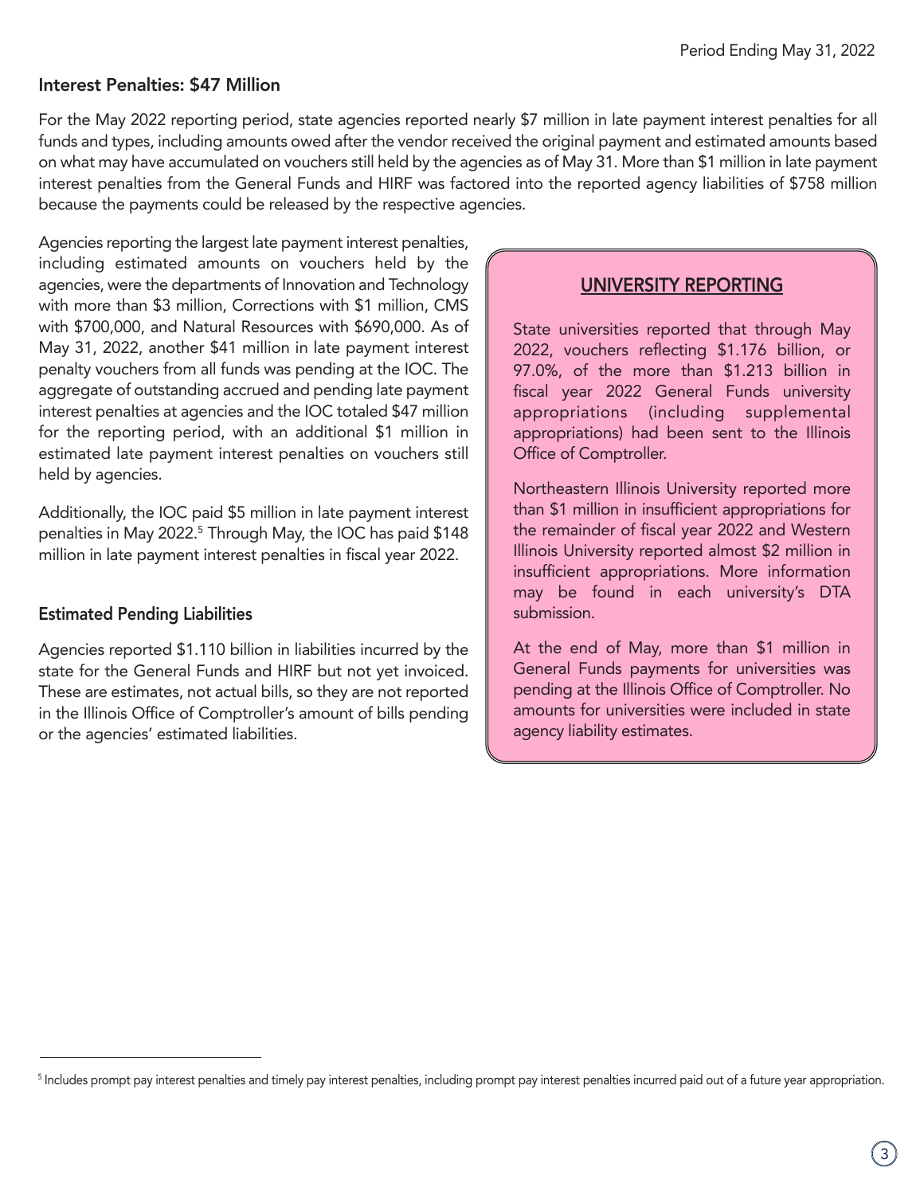## Interest Penalties: $47 Million

For the May 2022 reporting period, state agencies reported nearly $7 million in late payment interest penalties for all funds and types, including amounts owed after the vendor received the original payment and estimated amounts based on what may have accumulated on vouchers still held by the agencies as of May 31. More than $1 million in late payment interest penalties from the General Funds and HIRF was factored into the reported agency liabilities of $758 million because the payments could be released by the respective agencies.

Agencies reporting the largest late payment interest penalties, including estimated amounts on vouchers held by the agencies, were the departments of Innovation and Technology with more than $3 million, Corrections with $1 million, CMS with $700,000, and Natural Resources with $690,000. As of May 31, 2022, another $41 million in late payment interest penalty vouchers from all funds was pending at the IOC. The aggregate of outstanding accrued and pending late payment interest penalties at agencies and the IOC totaled $47 million for the reporting period, with an additional $1 million in estimated late payment interest penalties on vouchers still held by agencies.

Additionally, the IOC paid $5 million in late payment interest penalties in May 2022.[5] Through May, the IOC has paid $148 million in late payment interest penalties in fiscal year 2022.

## Estimated Pending Liabilities

Agencies reported $1.110 billion in liabilities incurred by the state for the General Funds and HIRF but not yet invoiced. These are estimates, not actual bills, so they are not reported in the Illinois Office of Comptroller's amount of bills pending or the agencies' estimated liabilities.

## UNIVERSITY REPORTING

State universities reported that through May 2022, vouchers reflecting $1.176 billion, or 97.0%, of the more than $1.213 billion in fiscal year 2022 General Funds university appropriations (including supplemental appropriations) had been sent to the Illinois Office of Comptroller.

Northeastern Illinois University reported more than $1 million in insufficient appropriations for the remainder of fiscal year 2022 and Western Illinois University reported almost $2 million in insufficient appropriations. More information may be found in each university's DTA submission.

At the end of May, more than $1 million in General Funds payments for universities was pending at the Illinois Office of Comptroller. No amounts for universities were included in state agency liability estimates.

---

[5] Includes prompt pay interest penalties and timely pay interest penalties, including prompt pay interest penalties incurred paid out of a future year appropriation.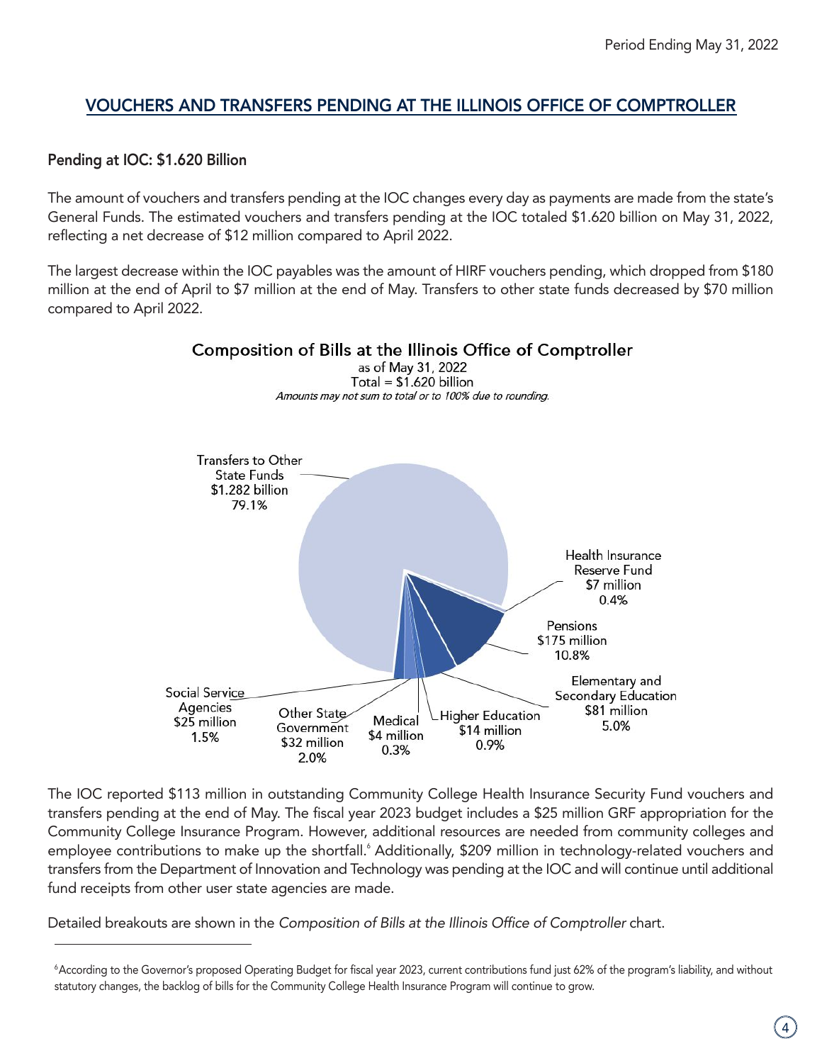## VOUCHERS AND TRANSFERS PENDING AT THE ILLINOIS OFFICE OF COMPTROLLER

### Pending at IOC: $1.620 Billion

The amount of vouchers and transfers pending at the IOC changes every day as payments are made from the state's General Funds. The estimated vouchers and transfers pending at the IOC totaled $1.620 billion on May 31, 2022, reflecting a net decrease of $12 million compared to April 2022.

The largest decrease within the IOC payables was the amount of HIRF vouchers pending, which dropped from $180 million at the end of April to $7 million at the end of May. Transfers to other state funds decreased by $70 million compared to April 2022.

**Composition of Bills at the Illinois Office of Comptroller**
as of May 31, 2022
Total = $1.620 billion
*Amounts may not sum to total or to 100% due to rounding.*

| Category | Amount | Percent |
|---|---|---|
| Transfers to Other State Funds | $1.282 billion | 79.1% |
| Health Insurance Reserve Fund | $7 million | 0.4% |
| Pensions | $175 million | 10.8% |
| Elementary and Secondary Education | $81 million | 5.0% |
| Higher Education | $14 million | 0.9% |
| Medical | $4 million | 0.3% |
| Other State Government | $32 million | 2.0% |
| Social Service Agencies | $25 million | 1.5% |

The IOC reported $113 million in outstanding Community College Health Insurance Security Fund vouchers and transfers pending at the end of May. The fiscal year 2023 budget includes a $25 million GRF appropriation for the Community College Insurance Program. However, additional resources are needed from community colleges and employee contributions to make up the shortfall.[6] Additionally, $209 million in technology-related vouchers and transfers from the Department of Innovation and Technology was pending at the IOC and will continue until additional fund receipts from other user state agencies are made.

Detailed breakouts are shown in the *Composition of Bills at the Illinois Office of Comptroller* chart.

---

[6] According to the Governor's proposed Operating Budget for fiscal year 2023, current contributions fund just 62% of the program's liability, and without statutory changes, the backlog of bills for the Community College Health Insurance Program will continue to grow.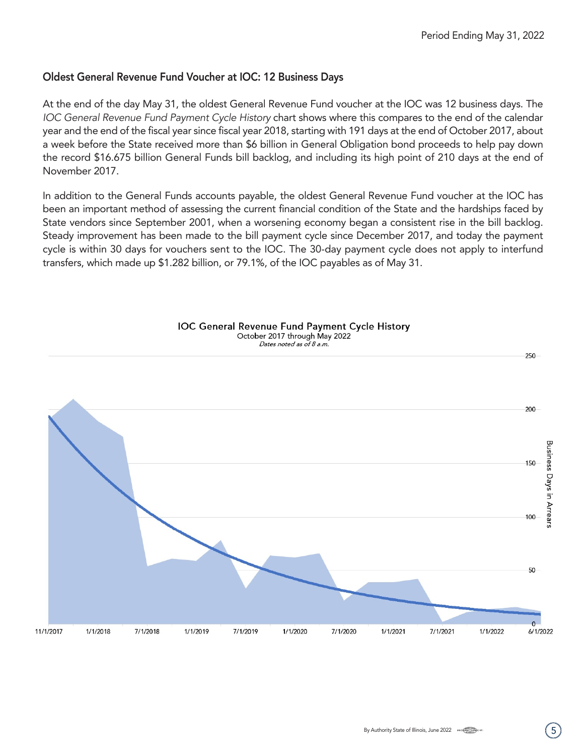## Oldest General Revenue Fund Voucher at IOC: 12 Business Days

At the end of the day May 31, the oldest General Revenue Fund voucher at the IOC was 12 business days. The *IOC General Revenue Fund Payment Cycle History* chart shows where this compares to the end of the calendar year and the end of the fiscal year since fiscal year 2018, starting with 191 days at the end of October 2017, about a week before the State received more than $6 billion in General Obligation bond proceeds to help pay down the record $16.675 billion General Funds bill backlog, and including its high point of 210 days at the end of November 2017.

In addition to the General Funds accounts payable, the oldest General Revenue Fund voucher at the IOC has been an important method of assessing the current financial condition of the State and the hardships faced by State vendors since September 2001, when a worsening economy began a consistent rise in the bill backlog. Steady improvement has been made to the bill payment cycle since December 2017, and today the payment cycle is within 30 days for vouchers sent to the IOC. The 30-day payment cycle does not apply to interfund transfers, which made up $1.282 billion, or 79.1%, of the IOC payables as of May 31.

IOC General Revenue Fund Payment Cycle History
October 2017 through May 2022
*Dates noted as of 8 a.m.*

Business Days in Arrears

250
200
150
100
50
0

11/1/2017 1/1/2018 7/1/2018 1/1/2019 7/1/2019 1/1/2020 7/1/2020 1/1/2021 7/1/2021 1/1/2022 6/1/2022